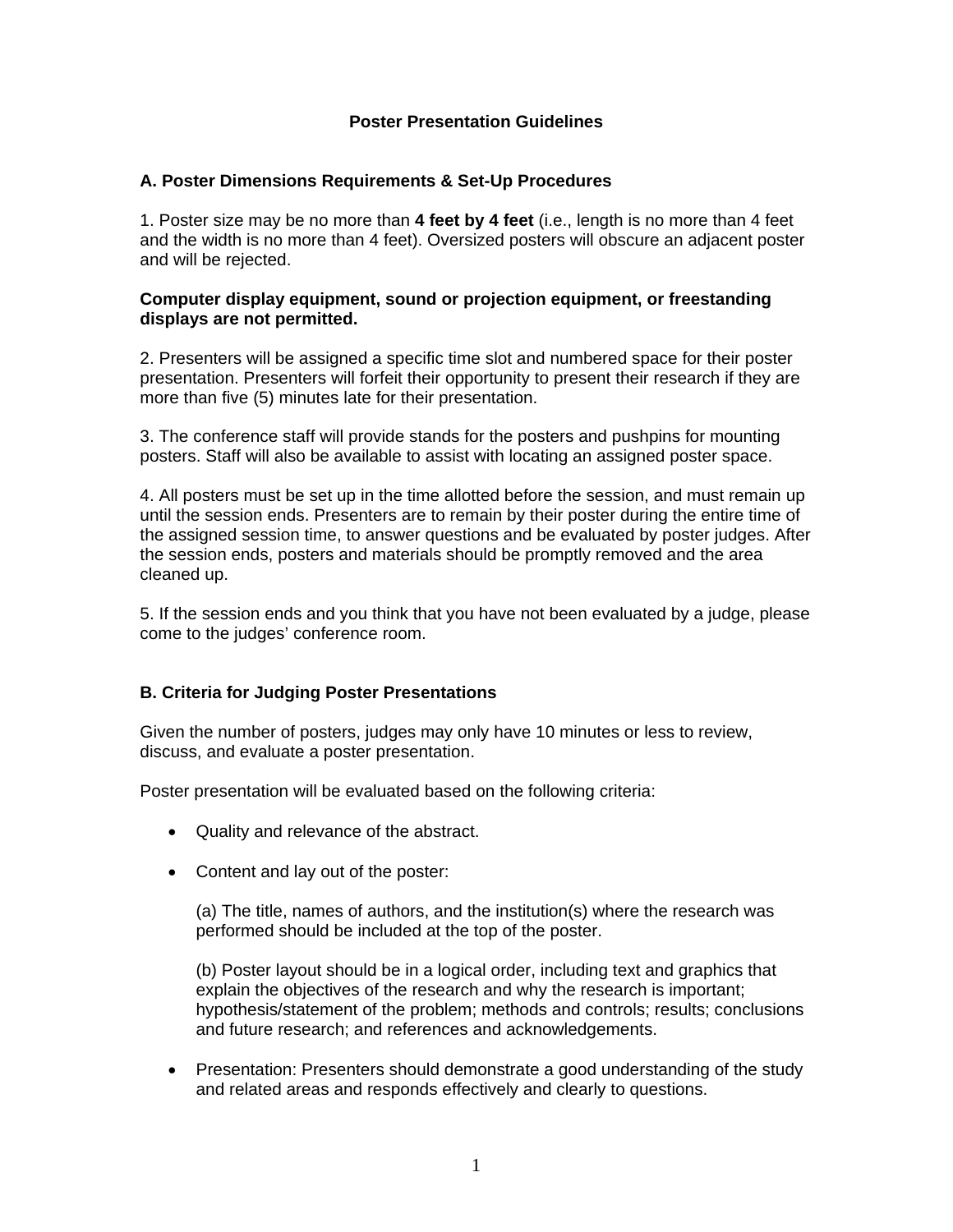# Poster Presentation Guidelines

## A. Poster Dimensions Requirements & Set-Up Procedures

1. Poster size may be no more than **4 feet by 4 feet** (i.e., length is no more than 4 feet and the width is no more than 4 feet). Oversized posters will obscure an adjacent poster and will be rejected.

**Computer display equipment, sound or projection equipment, or freestanding displays are not permitted.**

2. Presenters will be assigned a specific time slot and numbered space for their poster presentation. Presenters will forfeit their opportunity to present their research if they are more than five (5) minutes late for their presentation.

3. The conference staff will provide stands for the posters and pushpins for mounting posters. Staff will also be available to assist with locating an assigned poster space.

4. All posters must be set up in the time allotted before the session, and must remain up until the session ends. Presenters are to remain by their poster during the entire time of the assigned session time, to answer questions and be evaluated by poster judges. After the session ends, posters and materials should be promptly removed and the area cleaned up.

5. If the session ends and you think that you have not been evaluated by a judge, please come to the judges' conference room.

## B. Criteria for Judging Poster Presentations

Given the number of posters, judges may only have 10 minutes or less to review, discuss, and evaluate a poster presentation.

Poster presentation will be evaluated based on the following criteria:

- Quality and relevance of the abstract.
- Content and lay out of the poster:

  (a) The title, names of authors, and the institution(s) where the research was performed should be included at the top of the poster.

  (b) Poster layout should be in a logical order, including text and graphics that explain the objectives of the research and why the research is important; hypothesis/statement of the problem; methods and controls; results; conclusions and future research; and references and acknowledgements.

- Presentation: Presenters should demonstrate a good understanding of the study and related areas and responds effectively and clearly to questions.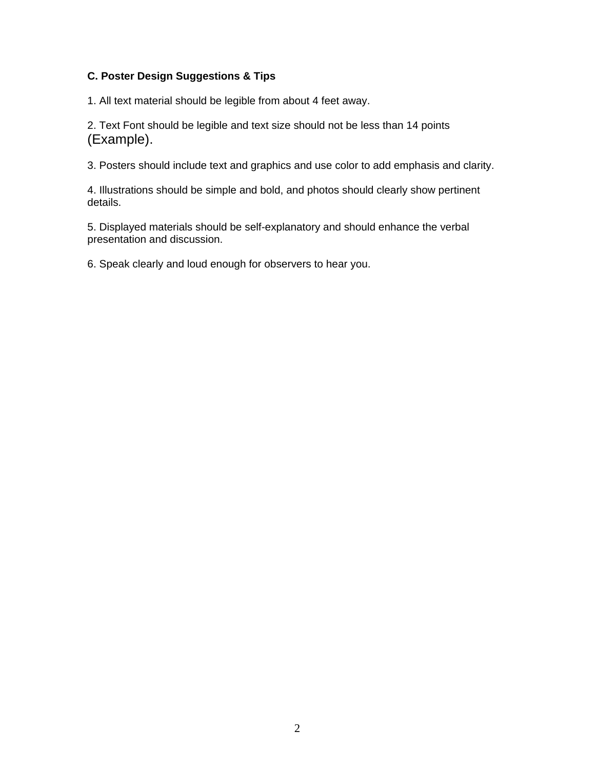**C. Poster Design Suggestions & Tips**

1. All text material should be legible from about 4 feet away.

2. Text Font should be legible and text size should not be less than 14 points (Example).

3. Posters should include text and graphics and use color to add emphasis and clarity.

4. Illustrations should be simple and bold, and photos should clearly show pertinent details.

5. Displayed materials should be self-explanatory and should enhance the verbal presentation and discussion.

6. Speak clearly and loud enough for observers to hear you.